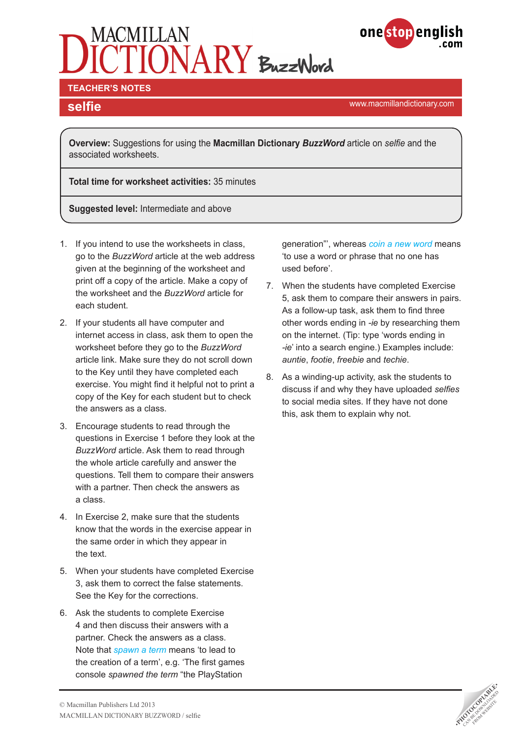# MACMILLAN DICTIONARY BuzzWord

onestopenglish.com

## TEACHER'S NOTES

## selfie

www.macmillandictionary.com

**Overview:** Suggestions for using the **Macmillan Dictionary *BuzzWord*** article on *selfie* and the associated worksheets.

**Total time for worksheet activities:** 35 minutes

**Suggested level:** Intermediate and above

1. If you intend to use the worksheets in class, go to the *BuzzWord* article at the web address given at the beginning of the worksheet and print off a copy of the article. Make a copy of the worksheet and the *BuzzWord* article for each student.
2. If your students all have computer and internet access in class, ask them to open the worksheet before they go to the *BuzzWord* article link. Make sure they do not scroll down to the Key until they have completed each exercise. You might find it helpful not to print a copy of the Key for each student but to check the answers as a class.
3. Encourage students to read through the questions in Exercise 1 before they look at the *BuzzWord* article. Ask them to read through the whole article carefully and answer the questions. Tell them to compare their answers with a partner. Then check the answers as a class.
4. In Exercise 2, make sure that the students know that the words in the exercise appear in the same order in which they appear in the text.
5. When your students have completed Exercise 3, ask them to correct the false statements. See the Key for the corrections.
6. Ask the students to complete Exercise 4 and then discuss their answers with a partner. Check the answers as a class. Note that *spawn a term* means 'to lead to the creation of a term', e.g. 'The first games console *spawned the term* "the PlayStation generation"', whereas *coin a new word* means 'to use a word or phrase that no one has used before'.
7. When the students have completed Exercise 5, ask them to compare their answers in pairs. As a follow-up task, ask them to find three other words ending in *-ie* by researching them on the internet. (Tip: type 'words ending in *-ie*' into a search engine.) Examples include: *auntie*, *footie*, *freebie* and *techie*.
8. As a winding-up activity, ask the students to discuss if and why they have uploaded *selfies* to social media sites. If they have not done this, ask them to explain why not.

© Macmillan Publishers Ltd 2013
MACMILLAN DICTIONARY BUZZWORD / selfie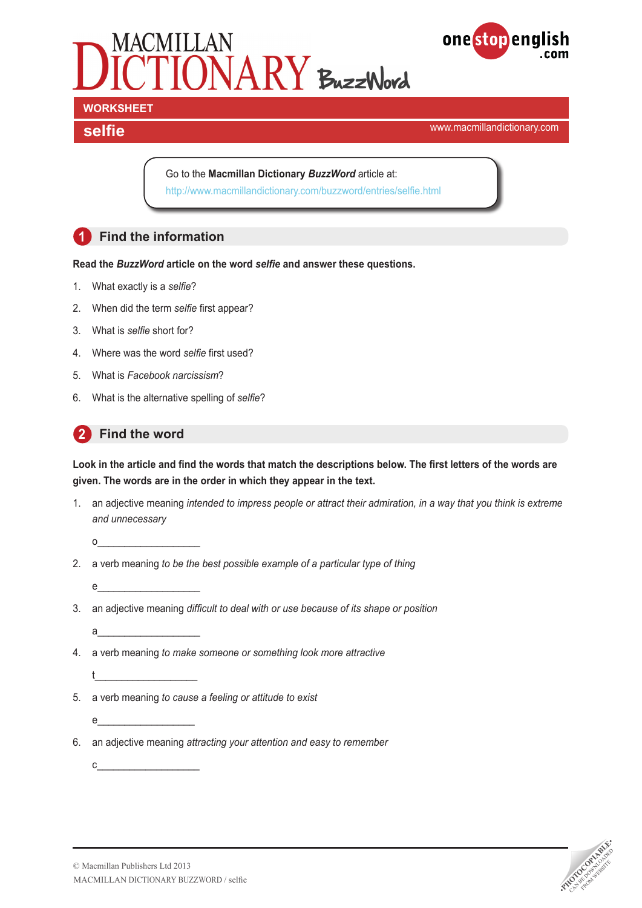# MACMILLAN DICTIONARY BuzzWord

onestopenglish.com

**WORKSHEET**

## selfie

www.macmillandictionary.com

Go to the **Macmillan Dictionary *BuzzWord*** article at:
http://www.macmillandictionary.com/buzzword/entries/selfie.html

## 1 Find the information

**Read the *BuzzWord* article on the word *selfie* and answer these questions.**

1. What exactly is a *selfie*?
2. When did the term *selfie* first appear?
3. What is *selfie* short for?
4. Where was the word *selfie* first used?
5. What is *Facebook narcissism*?
6. What is the alternative spelling of *selfie*?

## 2 Find the word

**Look in the article and find the words that match the descriptions below. The first letters of the words are given. The words are in the order in which they appear in the text.**

1. an adjective meaning *intended to impress people or attract their admiration, in a way that you think is extreme and unnecessary*

   o__________________

2. a verb meaning *to be the best possible example of a particular type of thing*

   e__________________

3. an adjective meaning *difficult to deal with or use because of its shape or position*

   a__________________

4. a verb meaning *to make someone or something look more attractive*

   t__________________

5. a verb meaning *to cause a feeling or attitude to exist*

   e__________________

6. an adjective meaning *attracting your attention and easy to remember*

   c__________________

© Macmillan Publishers Ltd 2013
MACMILLAN DICTIONARY BUZZWORD / selfie

PHOTOCOPIABLE CAN BE DOWNLOADED FROM WEBSITE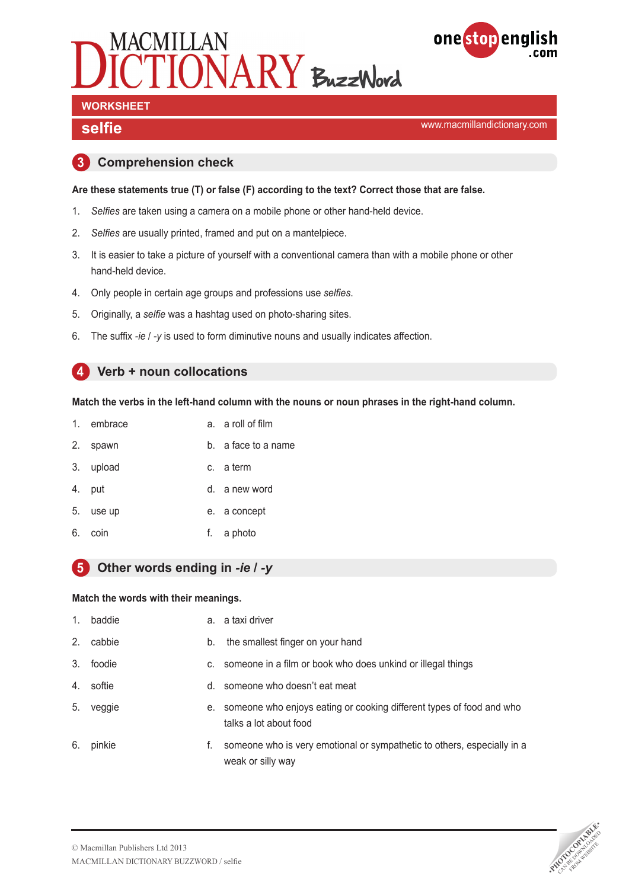# MACMILLAN DICTIONARY BuzzWord

**WORKSHEET**

## selfie

www.macmillandictionary.com

## 3 Comprehension check

**Are these statements true (T) or false (F) according to the text? Correct those that are false.**

1. *Selfies* are taken using a camera on a mobile phone or other hand-held device.
2. *Selfies* are usually printed, framed and put on a mantelpiece.
3. It is easier to take a picture of yourself with a conventional camera than with a mobile phone or other hand-held device.
4. Only people in certain age groups and professions use *selfies.*
5. Originally, a *selfie* was a hashtag used on photo-sharing sites.
6. The suffix *-ie* / *-y* is used to form diminutive nouns and usually indicates affection.

## 4 Verb + noun collocations

**Match the verbs in the left-hand column with the nouns or noun phrases in the right-hand column.**

| | |
|---|---|
| 1. embrace | a. a roll of film |
| 2. spawn | b. a face to a name |
| 3. upload | c. a term |
| 4. put | d. a new word |
| 5. use up | e. a concept |
| 6. coin | f. a photo |

## 5 Other words ending in *-ie* / *-y*

**Match the words with their meanings.**

| | |
|---|---|
| 1. baddie | a. a taxi driver |
| 2. cabbie | b. the smallest finger on your hand |
| 3. foodie | c. someone in a film or book who does unkind or illegal things |
| 4. softie | d. someone who doesn't eat meat |
| 5. veggie | e. someone who enjoys eating or cooking different types of food and who talks a lot about food |
| 6. pinkie | f. someone who is very emotional or sympathetic to others, especially in a weak or silly way |

© Macmillan Publishers Ltd 2013
MACMILLAN DICTIONARY BUZZWORD / selfie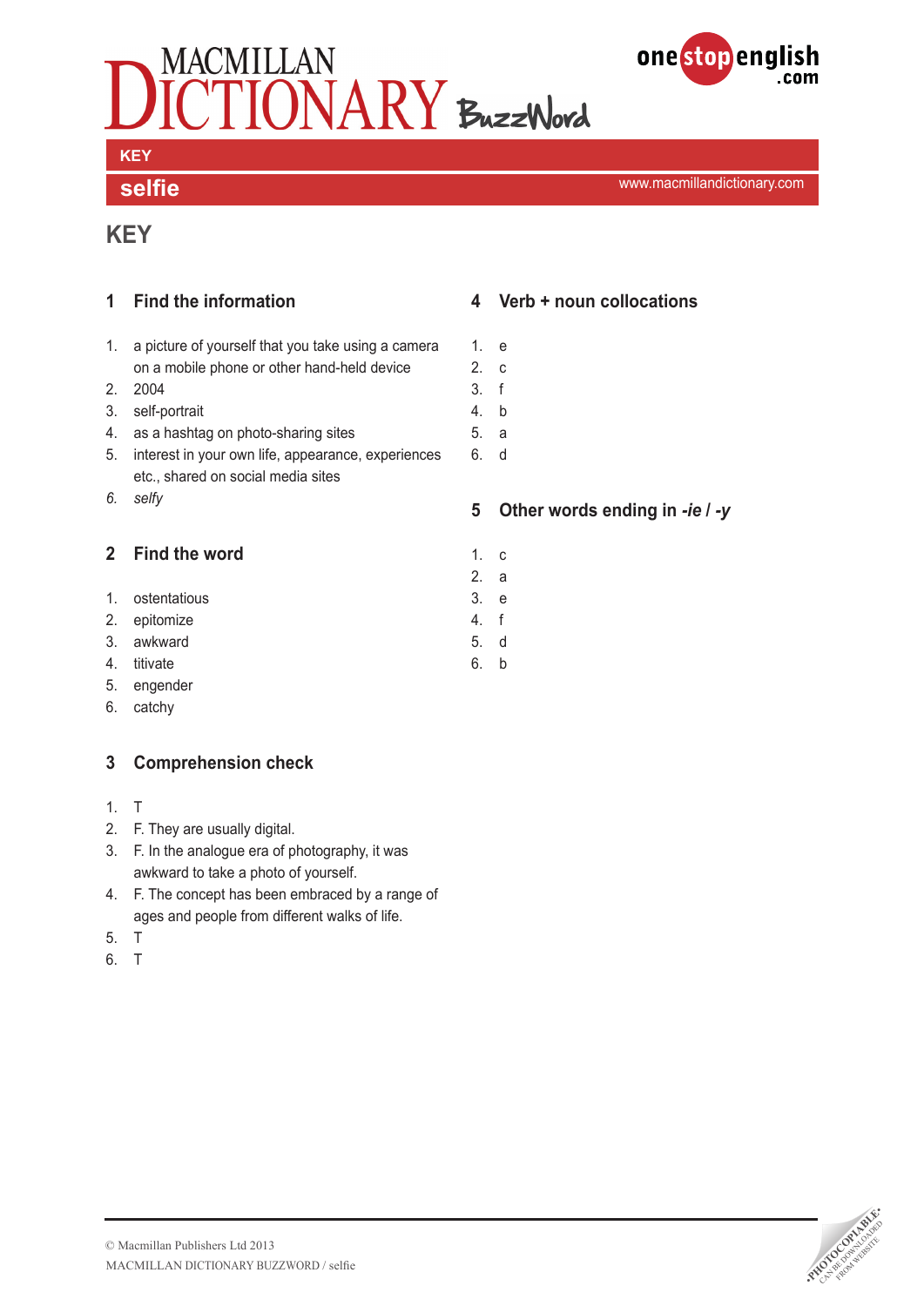# MACMILLAN DICTIONARY BuzzWord

**KEY**

**selfie**

www.macmillandictionary.com

## KEY

### 1 Find the information

1. a picture of yourself that you take using a camera on a mobile phone or other hand-held device
2. 2004
3. self-portrait
4. as a hashtag on photo-sharing sites
5. interest in your own life, appearance, experiences etc., shared on social media sites
6. *selfy*

### 2 Find the word

1. ostentatious
2. epitomize
3. awkward
4. titivate
5. engender
6. catchy

### 3 Comprehension check

1. T
2. F. They are usually digital.
3. F. In the analogue era of photography, it was awkward to take a photo of yourself.
4. F. The concept has been embraced by a range of ages and people from different walks of life.
5. T
6. T

### 4 Verb + noun collocations

1. e
2. c
3. f
4. b
5. a
6. d

### 5 Other words ending in *-ie* / *-y*

1. c
2. a
3. e
4. f
5. d
6. b

© Macmillan Publishers Ltd 2013
MACMILLAN DICTIONARY BUZZWORD / selfie